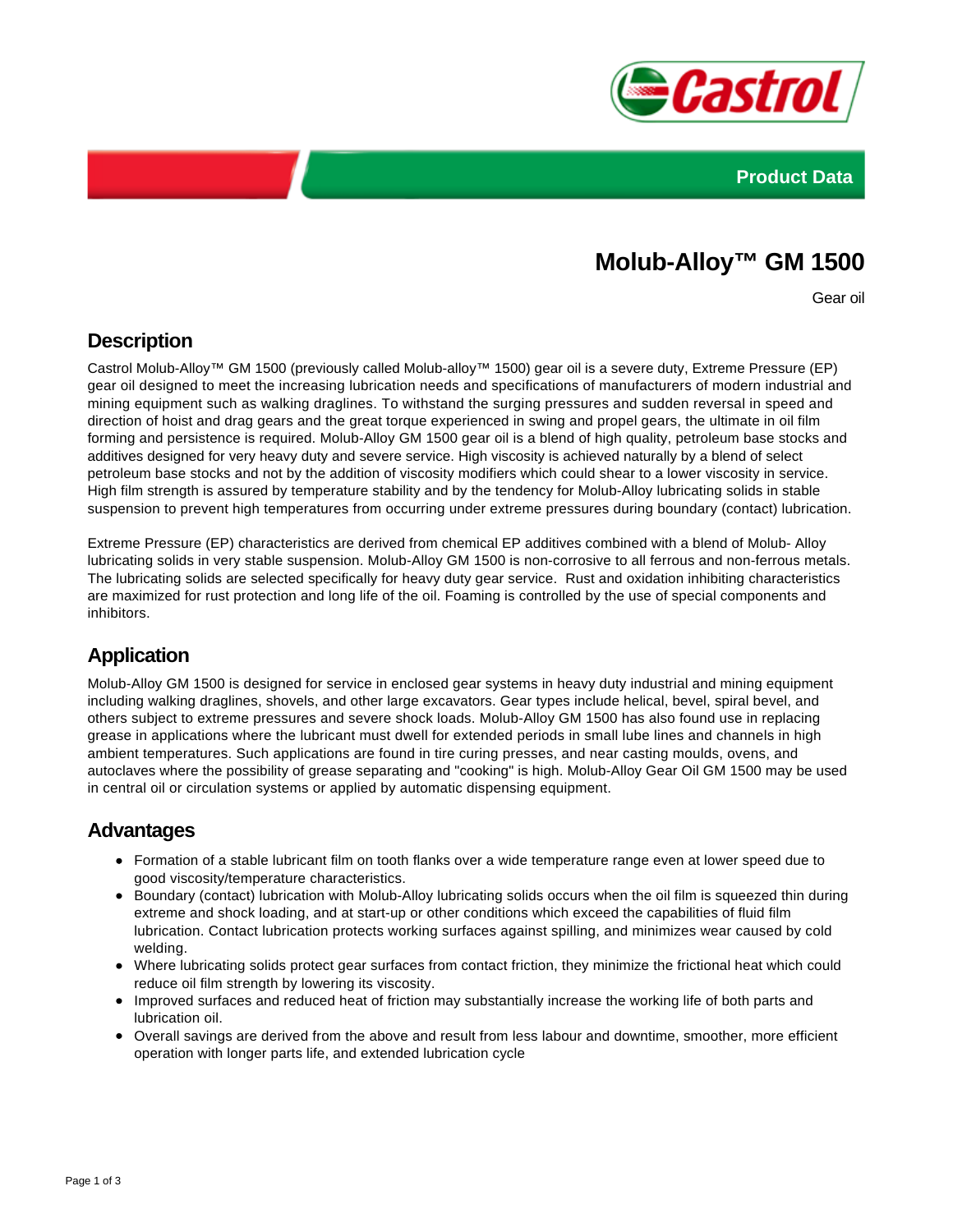Product Data

# Molub-Alloy™ GM 1500

Gear oil

## Description

Castrol Molub-Alloy™ GM 1500 (previously called Molub-alloy™ 1500) gear oil is a severe duty, Extreme Pressure (EP) gear oil designed to meet the increasing lubrication needs and specifications of manufacturers of modern industrial and mining equipment such as walking draglines. To withstand the surging pressures and sudden reversal in speed and direction of hoist and drag gears and the great torque experienced in swing and propel gears, the ultimate in oil film forming and persistence is required. Molub-Alloy GM 1500 gear oil is a blend of high quality, petroleum base stocks and additives designed for very heavy duty and severe service. High viscosity is achieved naturally by a blend of select petroleum base stocks and not by the addition of viscosity modifiers which could shear to a lower viscosity in service. High film strength is assured by temperature stability and by the tendency for Molub-Alloy lubricating solids in stable suspension to prevent high temperatures from occurring under extreme pressures during boundary (contact) lubrication.

Extreme Pressure (EP) characteristics are derived from chemical EP additives combined with a blend of Molub- Alloy lubricating solids in very stable suspension. Molub-Alloy GM 1500 is non-corrosive to all ferrous and non-ferrous metals. The lubricating solids are selected specifically for heavy duty gear service. Rust and oxidation inhibiting characteristics are maximized for rust protection and long life of the oil. Foaming is controlled by the use of special components and inhibitors.

## Application

Molub-Alloy GM 1500 is designed for service in enclosed gear systems in heavy duty industrial and mining equipment including walking draglines, shovels, and other large excavators. Gear types include helical, bevel, spiral bevel, and others subject to extreme pressures and severe shock loads. Molub-Alloy GM 1500 has also found use in replacing grease in applications where the lubricant must dwell for extended periods in small lube lines and channels in high ambient temperatures. Such applications are found in tire curing presses, and near casting moulds, ovens, and autoclaves where the possibility of grease separating and "cooking" is high. Molub-Alloy Gear Oil GM 1500 may be used in central oil or circulation systems or applied by automatic dispensing equipment.

## Advantages

- Formation of a stable lubricant film on tooth flanks over a wide temperature range even at lower speed due to good viscosity/temperature characteristics.
- Boundary (contact) lubrication with Molub-Alloy lubricating solids occurs when the oil film is squeezed thin during extreme and shock loading, and at start-up or other conditions which exceed the capabilities of fluid film lubrication. Contact lubrication protects working surfaces against spilling, and minimizes wear caused by cold welding.
- Where lubricating solids protect gear surfaces from contact friction, they minimize the frictional heat which could reduce oil film strength by lowering its viscosity.
- Improved surfaces and reduced heat of friction may substantially increase the working life of both parts and lubrication oil.
- Overall savings are derived from the above and result from less labour and downtime, smoother, more efficient operation with longer parts life, and extended lubrication cycle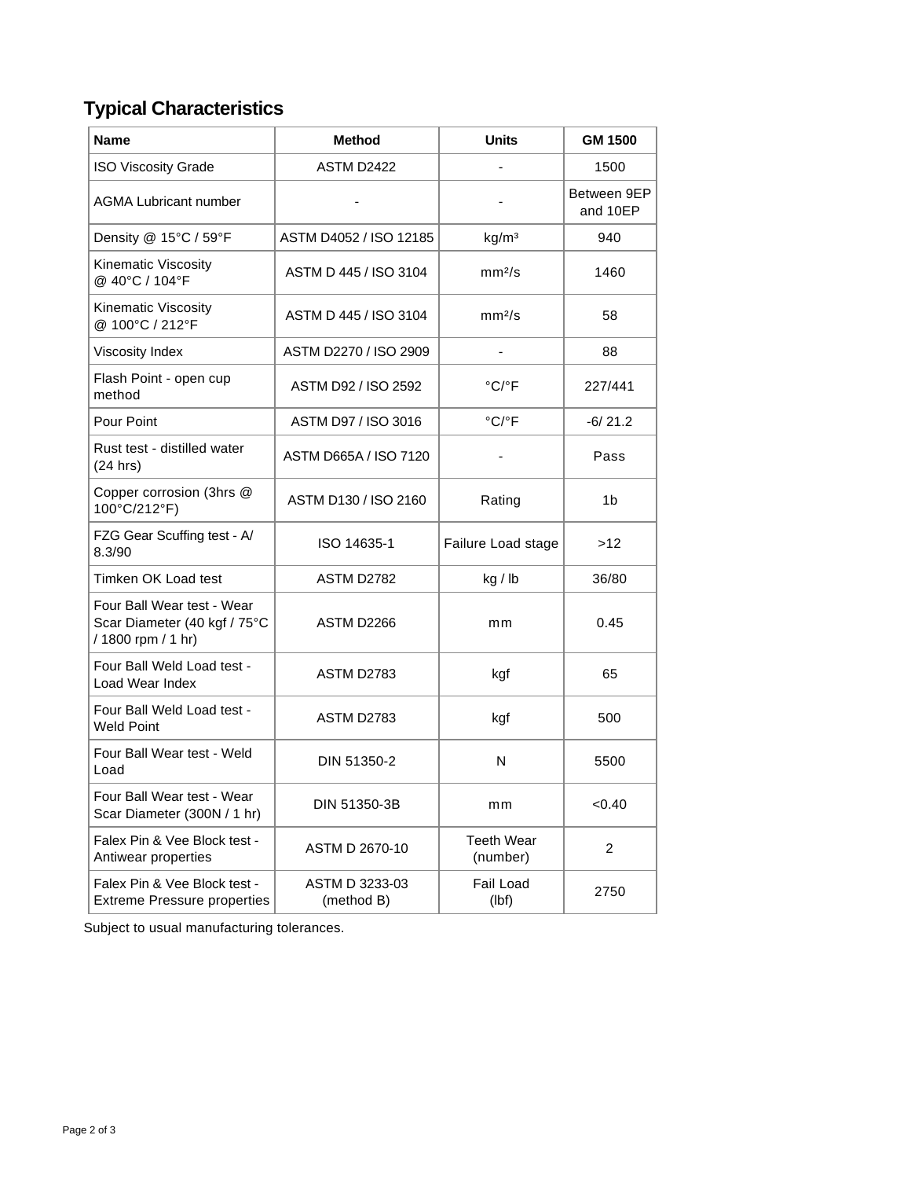## Typical Characteristics

| Name | Method | Units | GM 1500 |
|---|---|---|---|
| ISO Viscosity Grade | ASTM D2422 | - | 1500 |
| AGMA Lubricant number | - | - | Between 9EP and 10EP |
| Density @ 15°C / 59°F | ASTM D4052 / ISO 12185 | kg/m³ | 940 |
| Kinematic Viscosity @ 40°C / 104°F | ASTM D 445 / ISO 3104 | mm²/s | 1460 |
| Kinematic Viscosity @ 100°C / 212°F | ASTM D 445 / ISO 3104 | mm²/s | 58 |
| Viscosity Index | ASTM D2270 / ISO 2909 | - | 88 |
| Flash Point - open cup method | ASTM D92 / ISO 2592 | °C/°F | 227/441 |
| Pour Point | ASTM D97 / ISO 3016 | °C/°F | -6/ 21.2 |
| Rust test - distilled water (24 hrs) | ASTM D665A / ISO 7120 | - | Pass |
| Copper corrosion (3hrs @ 100°C/212°F) | ASTM D130 / ISO 2160 | Rating | 1b |
| FZG Gear Scuffing test - A/ 8.3/90 | ISO 14635-1 | Failure Load stage | >12 |
| Timken OK Load test | ASTM D2782 | kg / lb | 36/80 |
| Four Ball Wear test - Wear Scar Diameter (40 kgf / 75°C / 1800 rpm / 1 hr) | ASTM D2266 | mm | 0.45 |
| Four Ball Weld Load test - Load Wear Index | ASTM D2783 | kgf | 65 |
| Four Ball Weld Load test - Weld Point | ASTM D2783 | kgf | 500 |
| Four Ball Wear test - Weld Load | DIN 51350-2 | N | 5500 |
| Four Ball Wear test - Wear Scar Diameter (300N / 1 hr) | DIN 51350-3B | mm | <0.40 |
| Falex Pin & Vee Block test - Antiwear properties | ASTM D 2670-10 | Teeth Wear (number) | 2 |
| Falex Pin & Vee Block test - Extreme Pressure properties | ASTM D 3233-03 (method B) | Fail Load (lbf) | 2750 |

Subject to usual manufacturing tolerances.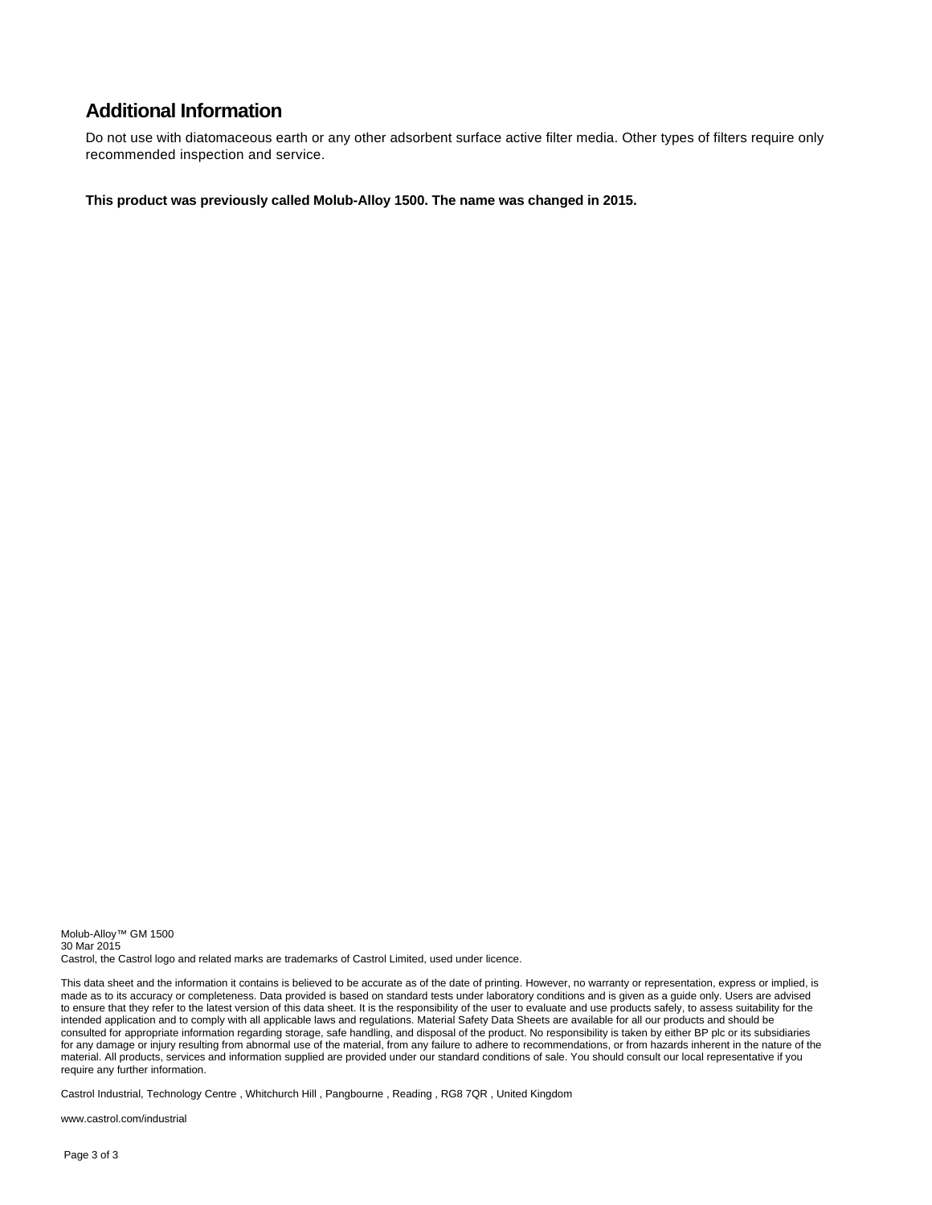## Additional Information

Do not use with diatomaceous earth or any other adsorbent surface active filter media. Other types of filters require only recommended inspection and service.

**This product was previously called Molub-Alloy 1500. The name was changed in 2015.**

Molub-Alloy™ GM 1500
30 Mar 2015
Castrol, the Castrol logo and related marks are trademarks of Castrol Limited, used under licence.

This data sheet and the information it contains is believed to be accurate as of the date of printing. However, no warranty or representation, express or implied, is made as to its accuracy or completeness. Data provided is based on standard tests under laboratory conditions and is given as a guide only. Users are advised to ensure that they refer to the latest version of this data sheet. It is the responsibility of the user to evaluate and use products safely, to assess suitability for the intended application and to comply with all applicable laws and regulations. Material Safety Data Sheets are available for all our products and should be consulted for appropriate information regarding storage, safe handling, and disposal of the product. No responsibility is taken by either BP plc or its subsidiaries for any damage or injury resulting from abnormal use of the material, from any failure to adhere to recommendations, or from hazards inherent in the nature of the material. All products, services and information supplied are provided under our standard conditions of sale. You should consult our local representative if you require any further information.

Castrol Industrial, Technology Centre , Whitchurch Hill , Pangbourne , Reading , RG8 7QR , United Kingdom

www.castrol.com/industrial